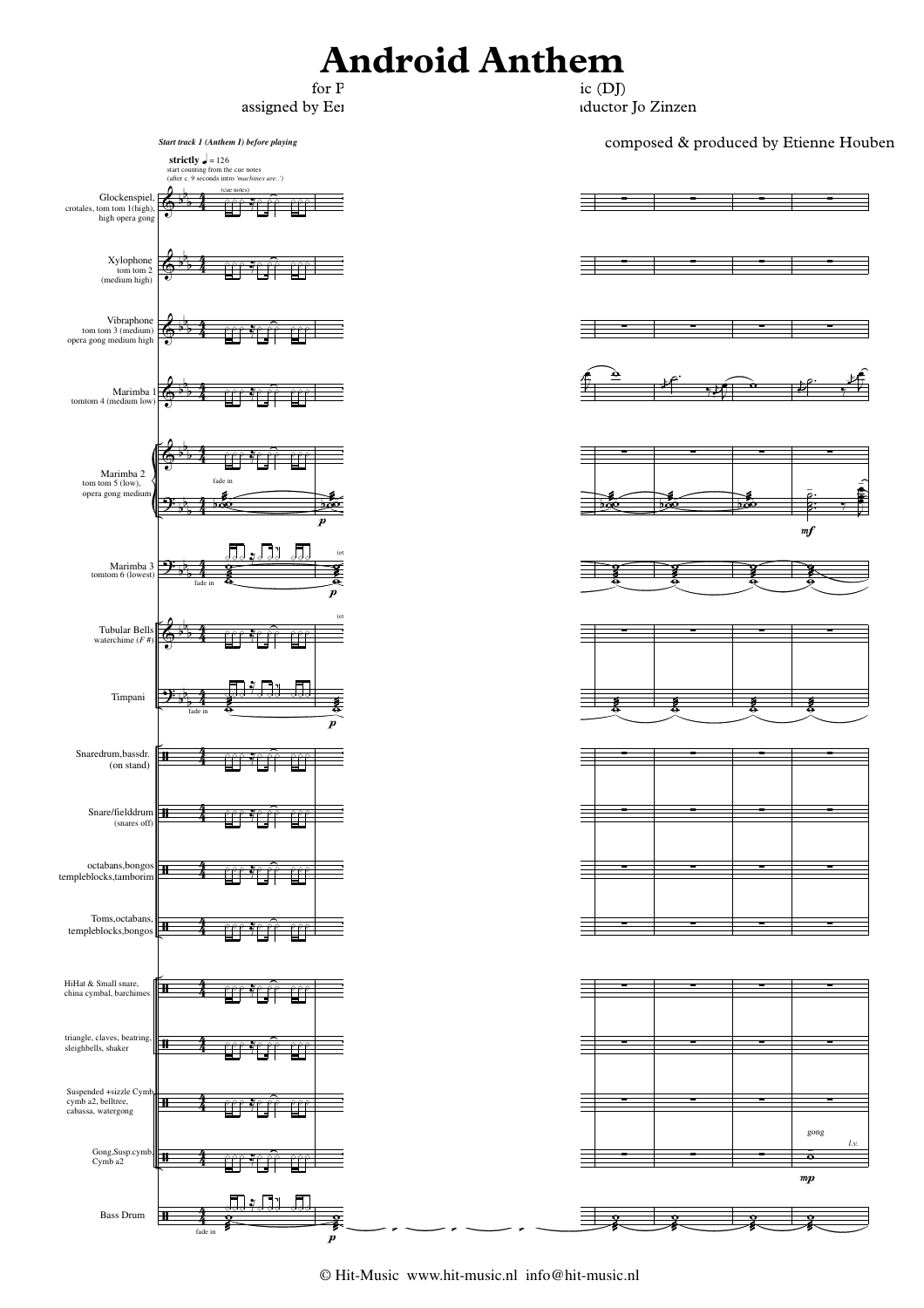# Android Anthem

for P ... ic (DJ)

assigned by Ee ... uductor Jo Zinzen

composed & produced by Etienne Houben

*Start track 1 (Anthem I) before playing*

**strictly** ♩ = 126

start counting from the cue notes (after c. 9 seconds intro *'machines are..'*)

(cue notes)

Glockenspiel, crotales, tom tom 1(high), high opera gong

Xylophone tom tom 2 (medium high)

Vibraphone tom tom 3 (medium) opera gong medium high

Marimba 1 tomtom 4 (medium low)

Marimba 2 tom tom 5 (low), opera gong medium

fade in

*p*

*mf*

Marimba 3 tomtom 6 (lowest)

fade in

*p*

Tubular Bells waterchime (*F* #)

Timpani

fade in

*p*

Snaredrum,bassdr. (on stand)

Snare/fielddrum (snares off)

octabans,bongos templeblocks,tamborim

Toms,octabans, templeblocks,bongos

HiHat & Small snare, china cymbal, barchimes

triangle, claves, beatring, sleighbells, shaker

Suspended +sizzle Cymb, cymb a2, belltree, cabassa, watergong

Gong,Susp.cymb, Cymb a2

gong

*l.v.*

*mp*

Bass Drum

fade in

*p*

© Hit-Music www.hit-music.nl info@hit-music.nl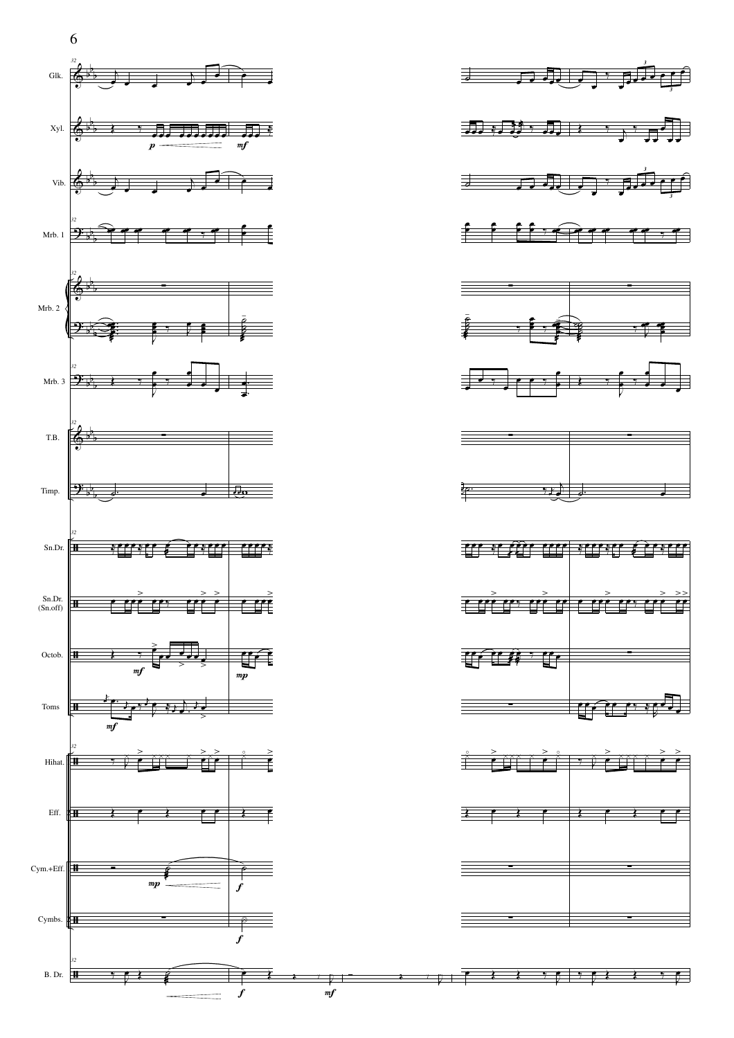Glk.

Xyl.

Vib.

Mrb. 1

Mrb. 2

Mrb. 3

T.B.

Timp.

Sn.Dr.

Sn.Dr. (Sn.off)

Octob.

Toms

Hihat.

Eff.

Cym.+Eff.

Cymbs.

B. Dr.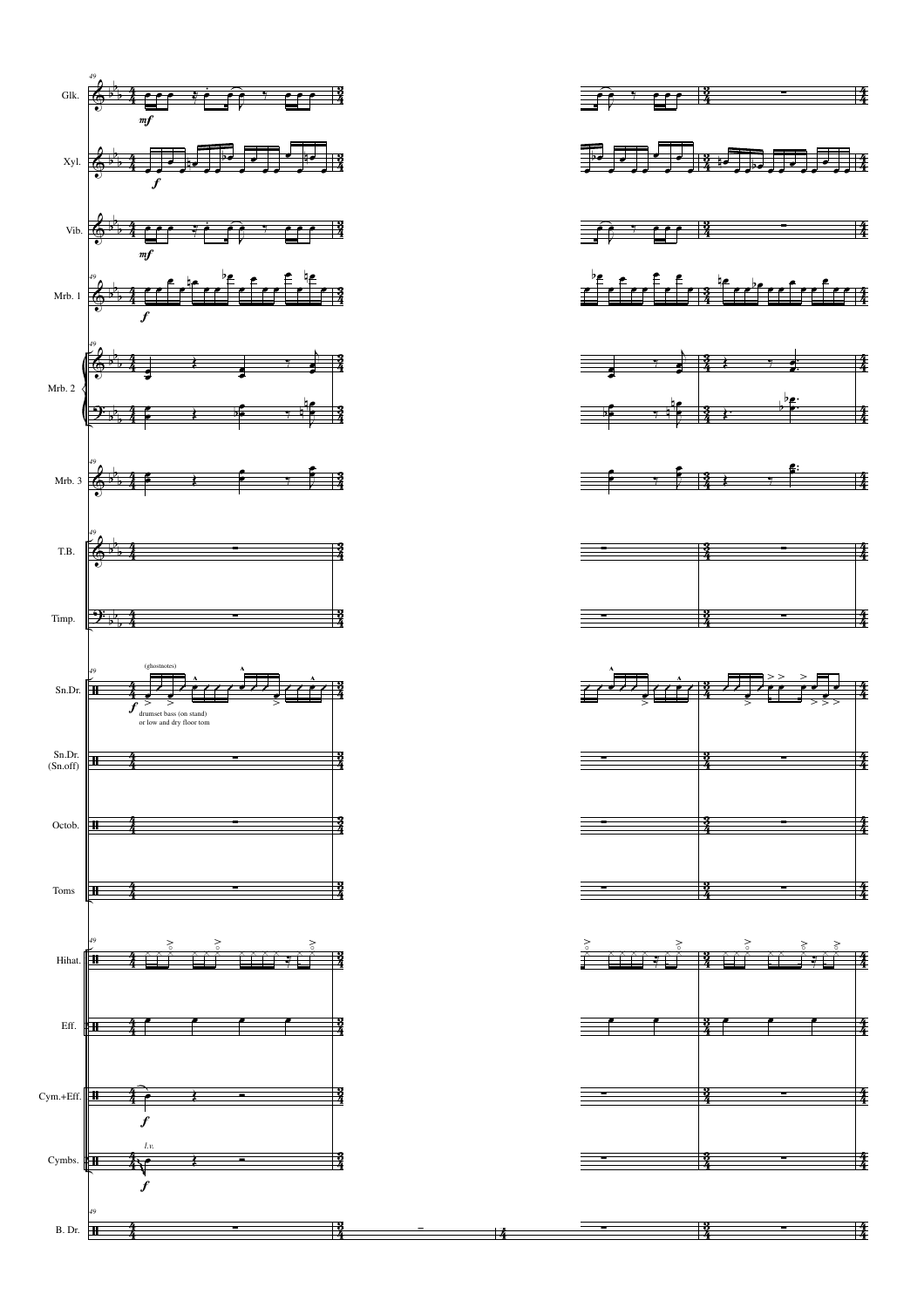49

Glk.

*mf*

Xyl.

*f*

Vib.

*mf*

Mrb. 1

*f*

Mrb. 2

Mrb. 3

T.B.

Timp.

Sn.Dr.

(ghostnotes)

*f*

drumset bass (on stand) or low and dry floor tom

Sn.Dr. (Sn.off)

Octob.

Toms

Hihat.

Eff.

Cym.+Eff.

*f*

Cymbs.

*l.v.*

*f*

B. Dr.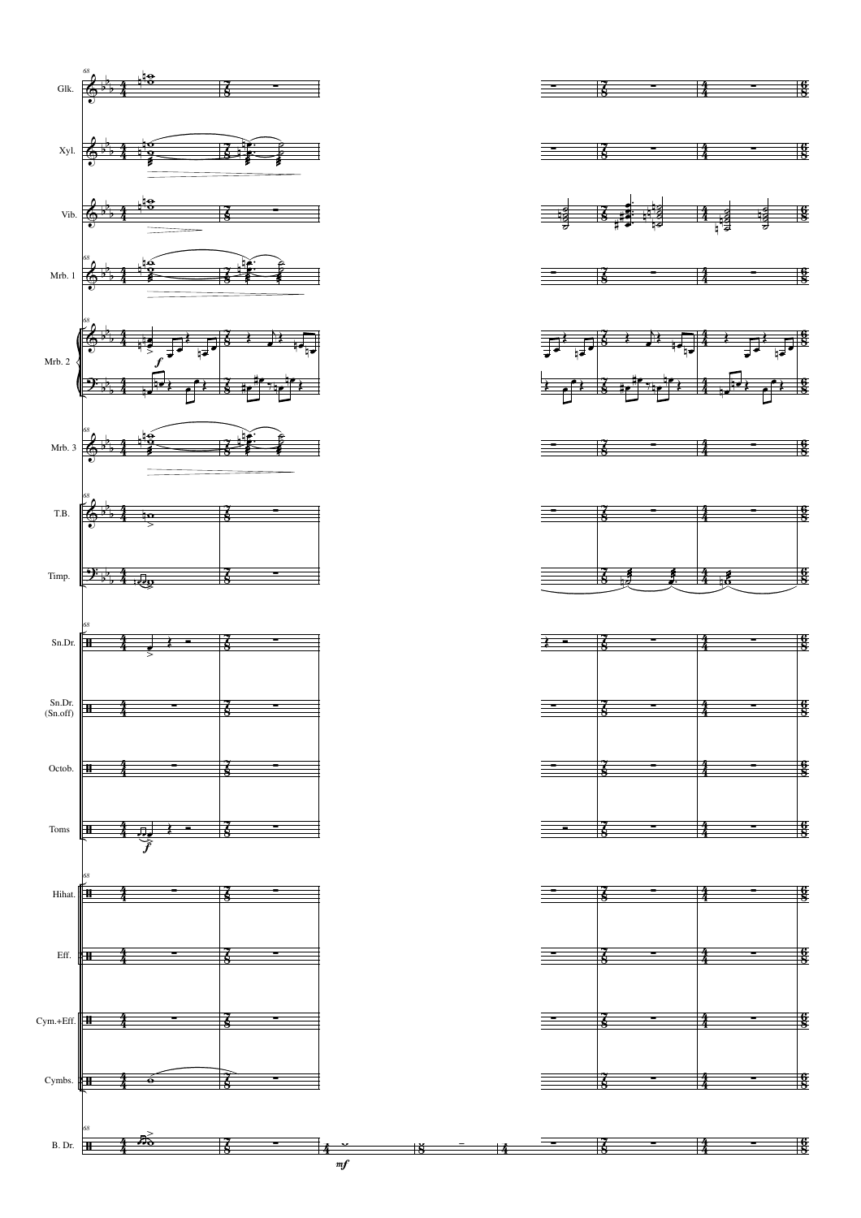Glk.

Xyl.

Vib.

Mrb. 1

Mrb. 2

Mrb. 3

T.B.

Timp.

Sn.Dr.

Sn.Dr. (Sn.off)

Octob.

Toms

Hihat.

Eff.

Cym.+Eff.

Cymbs.

B. Dr.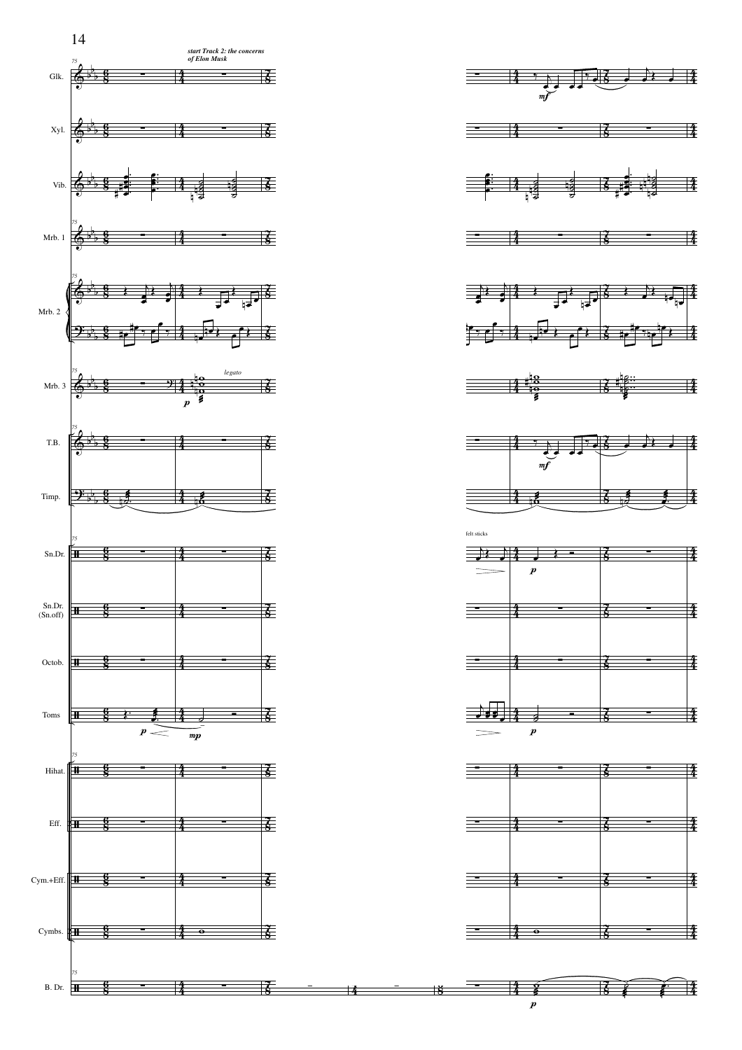*start Track 2: the concerns of Elon Musk*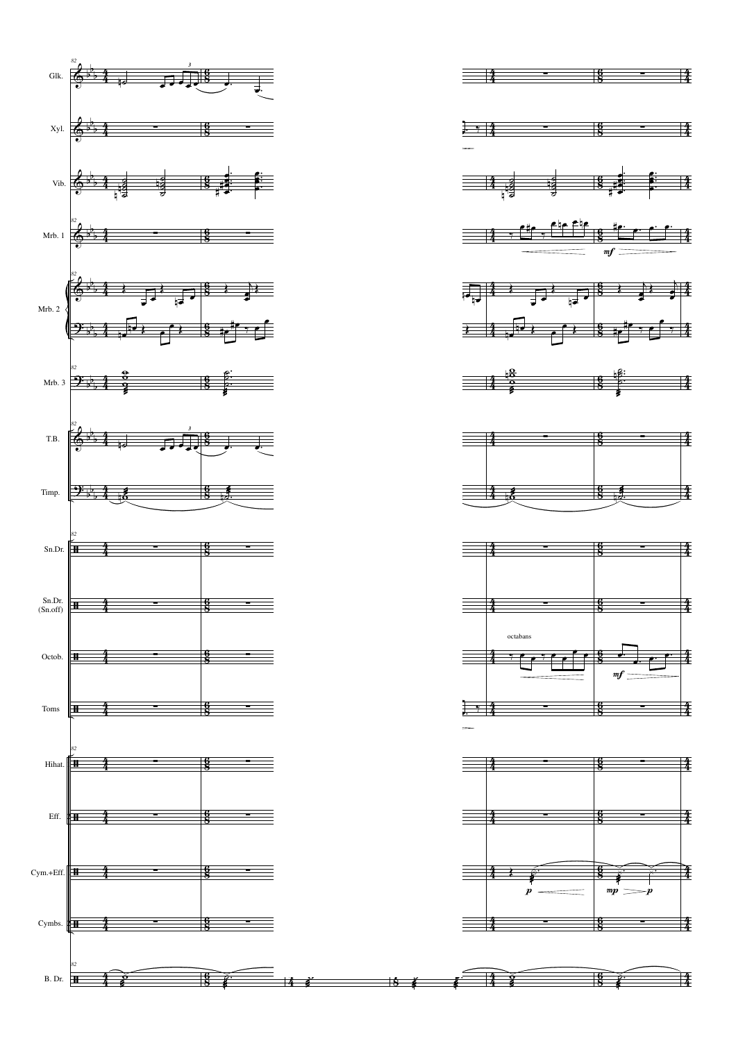Glk.

Xyl.

Vib.

Mrb. 1

Mrb. 2

Mrb. 3

T.B.

Timp.

Sn.Dr.

Sn.Dr. (Sn.off)

Octob.

Toms

Hihat.

Eff.

Cym.+Eff.

Cymbs.

B. Dr.

octabans

*mf*

*mf*

*p*

*mp*

*p*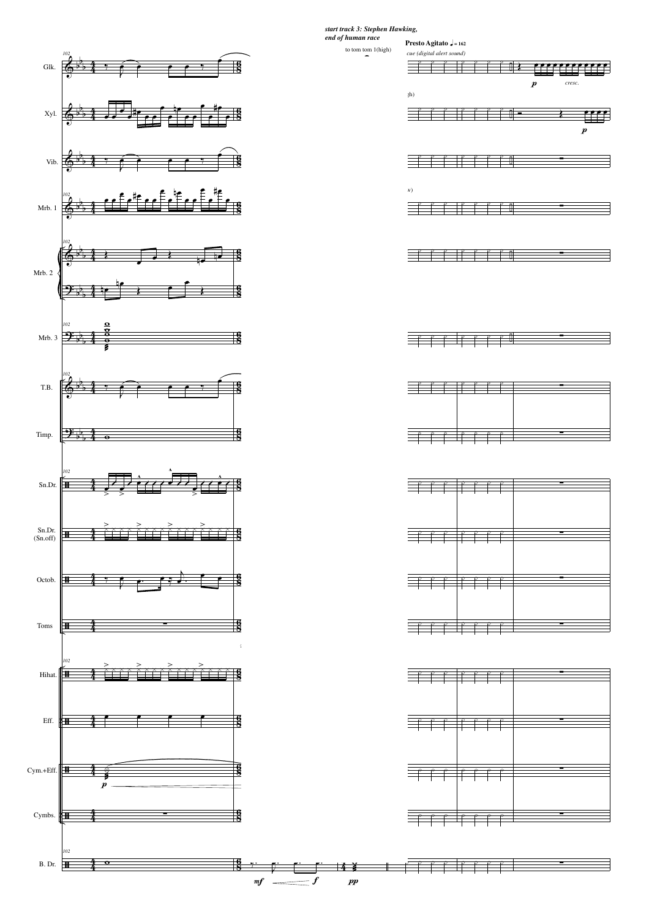*start track 3: Stephen Hawking, end of human race*

**Presto Agitato** ♩ = 162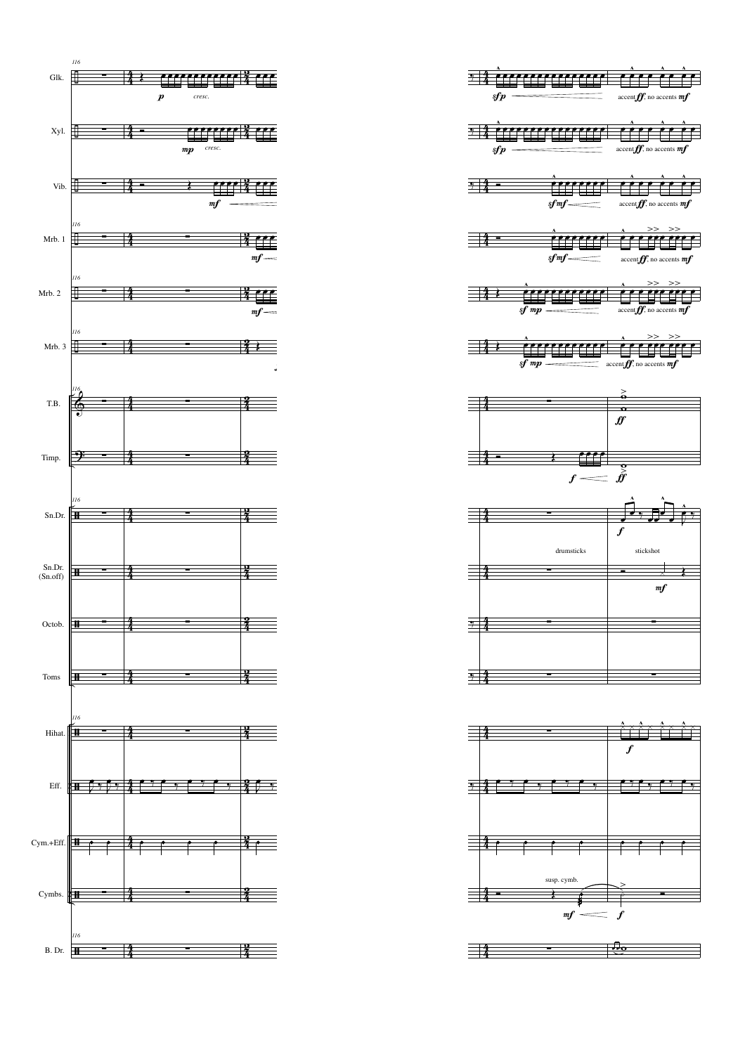116

Glk.
Xyl.
Vib.
Mrb. 1
Mrb. 2
Mrb. 3
T.B.
Timp.
Sn.Dr.
Sn.Dr. (Sn.off)
Octob.
Toms
Hihat.
Eff.
Cym.+Eff.
Cymbs.
B. Dr.

*p* *cresc.*

*mp* *cresc.*

*mf*

*sfp*

accent *ff*, no accents *mf*

*sfmf*

*sf mp*

*ff*

*f*

drumsticks

stickshot

*mf*

susp. cymb.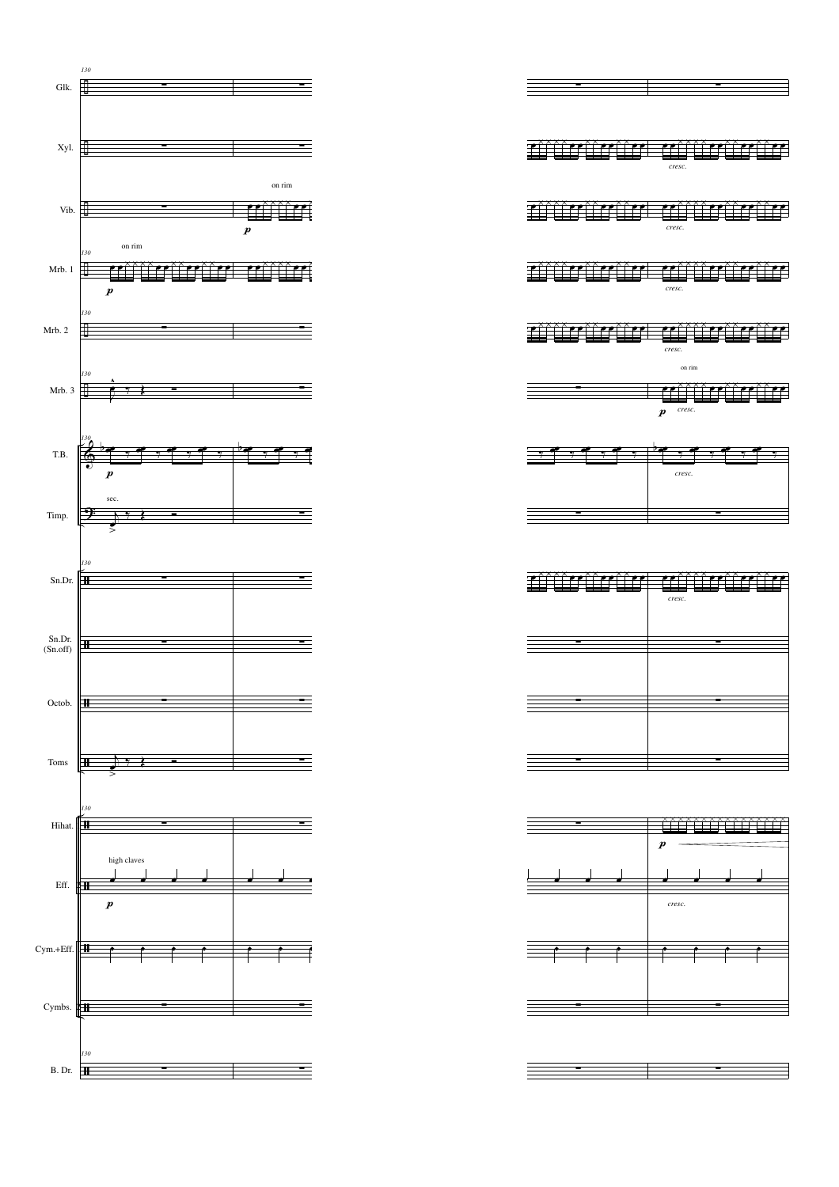130

Glk.

Xyl.

*cresc.*

Vib.

on rim

*p*

*cresc.*

Mrb. 1

on rim

*p*

*cresc.*

Mrb. 2

*cresc.*

Mrb. 3

on rim

*p* *cresc.*

T.B.

*p*

*cresc.*

Timp.

sec.

Sn.Dr.

*cresc.*

Sn.Dr. (Sn.off)

Octob.

Toms

Hihat.

*p*

Eff.

high claves

*p*

*cresc.*

Cym.+Eff.

Cymbs.

B. Dr.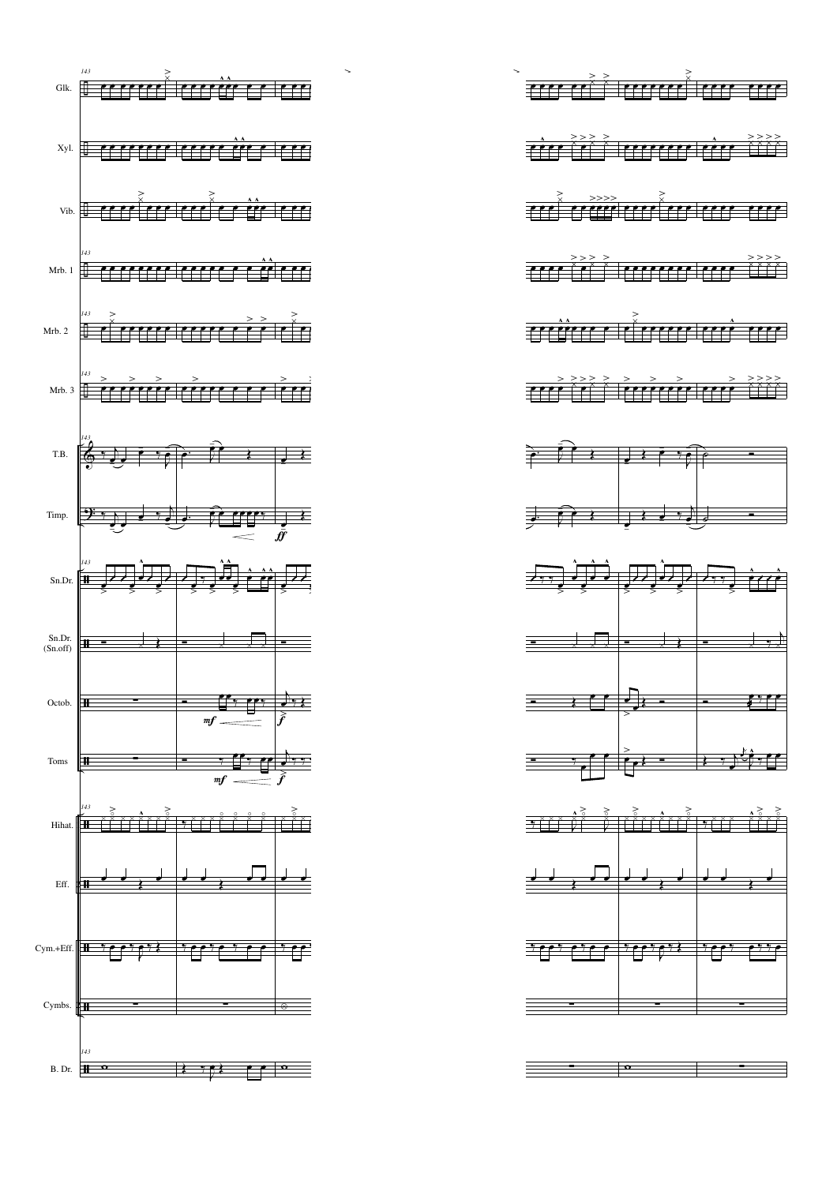Glk.

Xyl.

Vib.

Mrb. 1

Mrb. 2

Mrb. 3

T.B.

Timp.

Sn.Dr.

Sn.Dr. (Sn.off)

Octob.

Toms

Hihat.

Eff.

Cym.+Eff.

Cymbs.

B. Dr.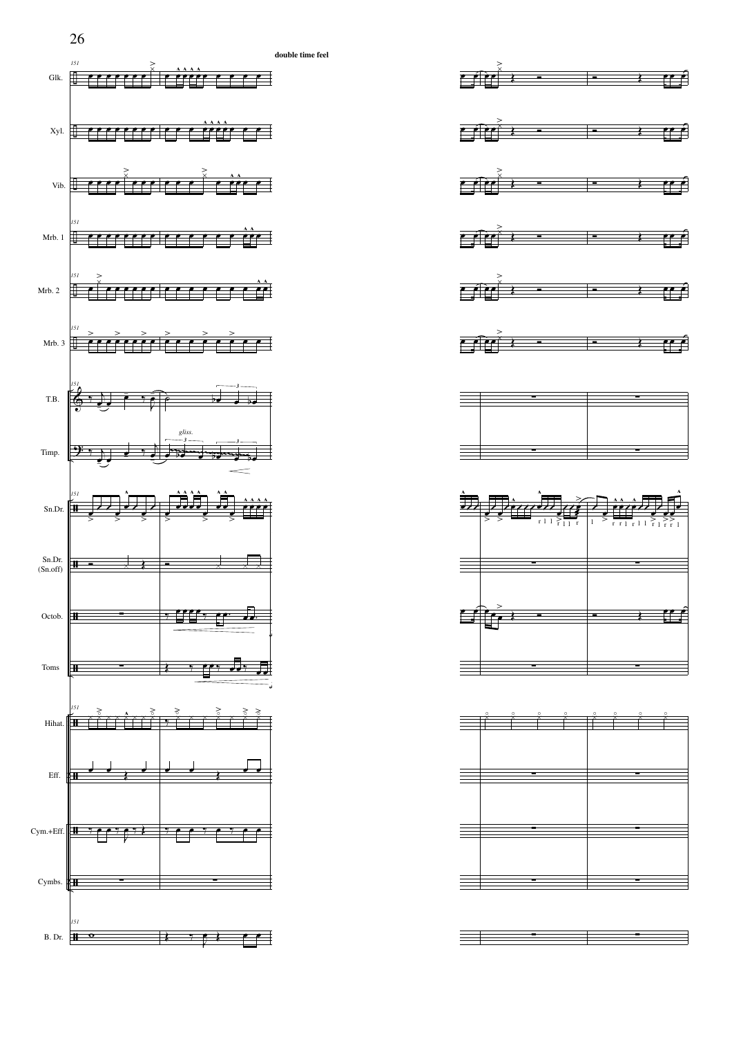**double time feel**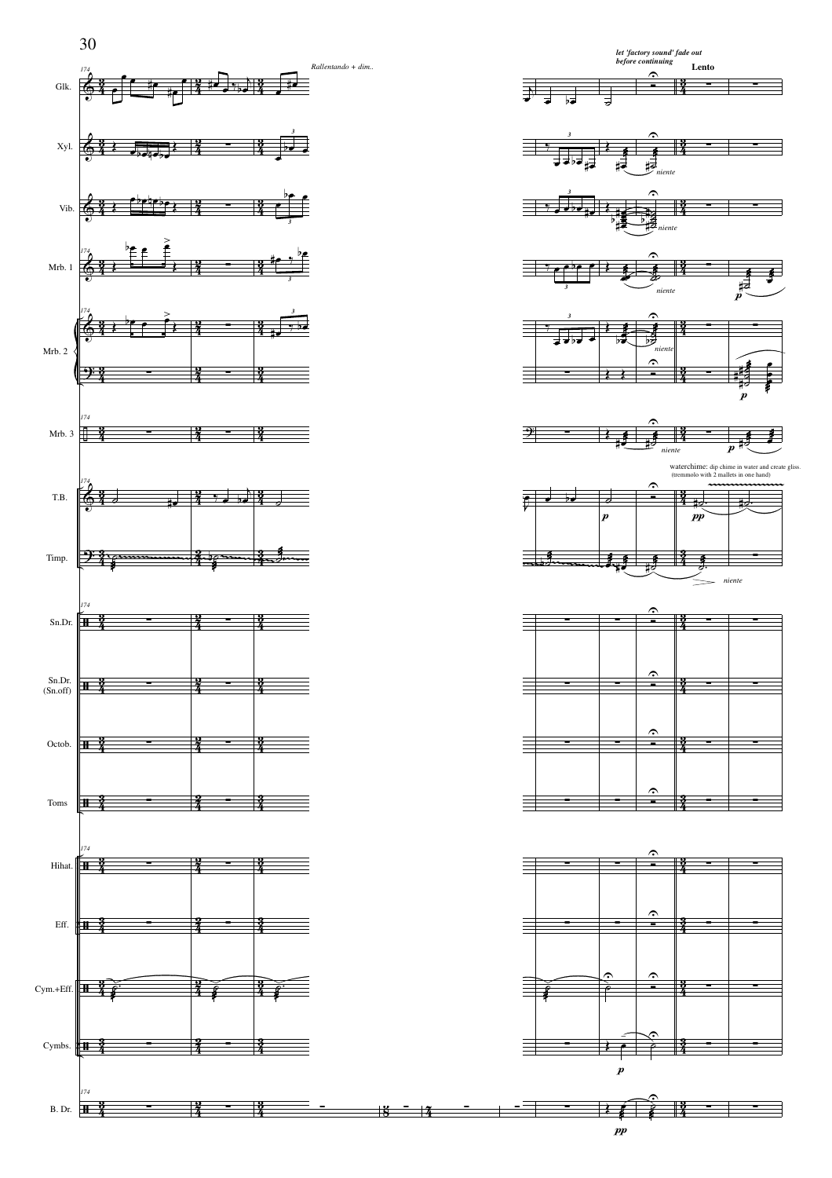*Rallentando + dim..*

*let 'factory sound' fade out before continuing*

**Lento**

waterchime: dip chime in water and create gliss. (tremmolo with 2 mallets in one hand)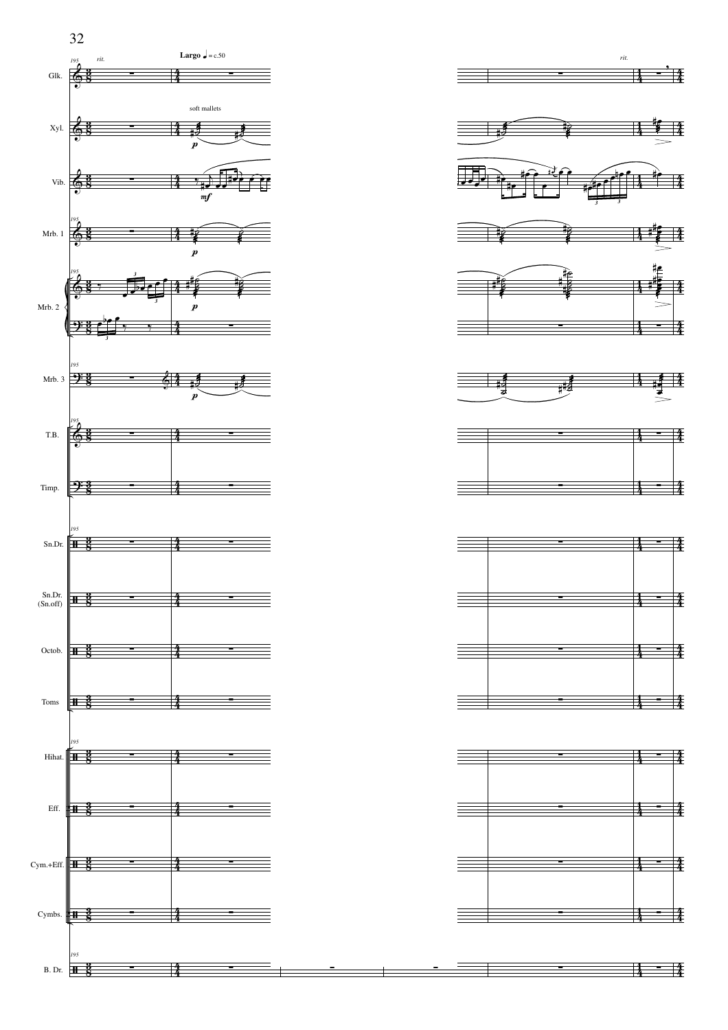*rit.*

**Largo** ♩ = c.50

soft mallets

*rit.*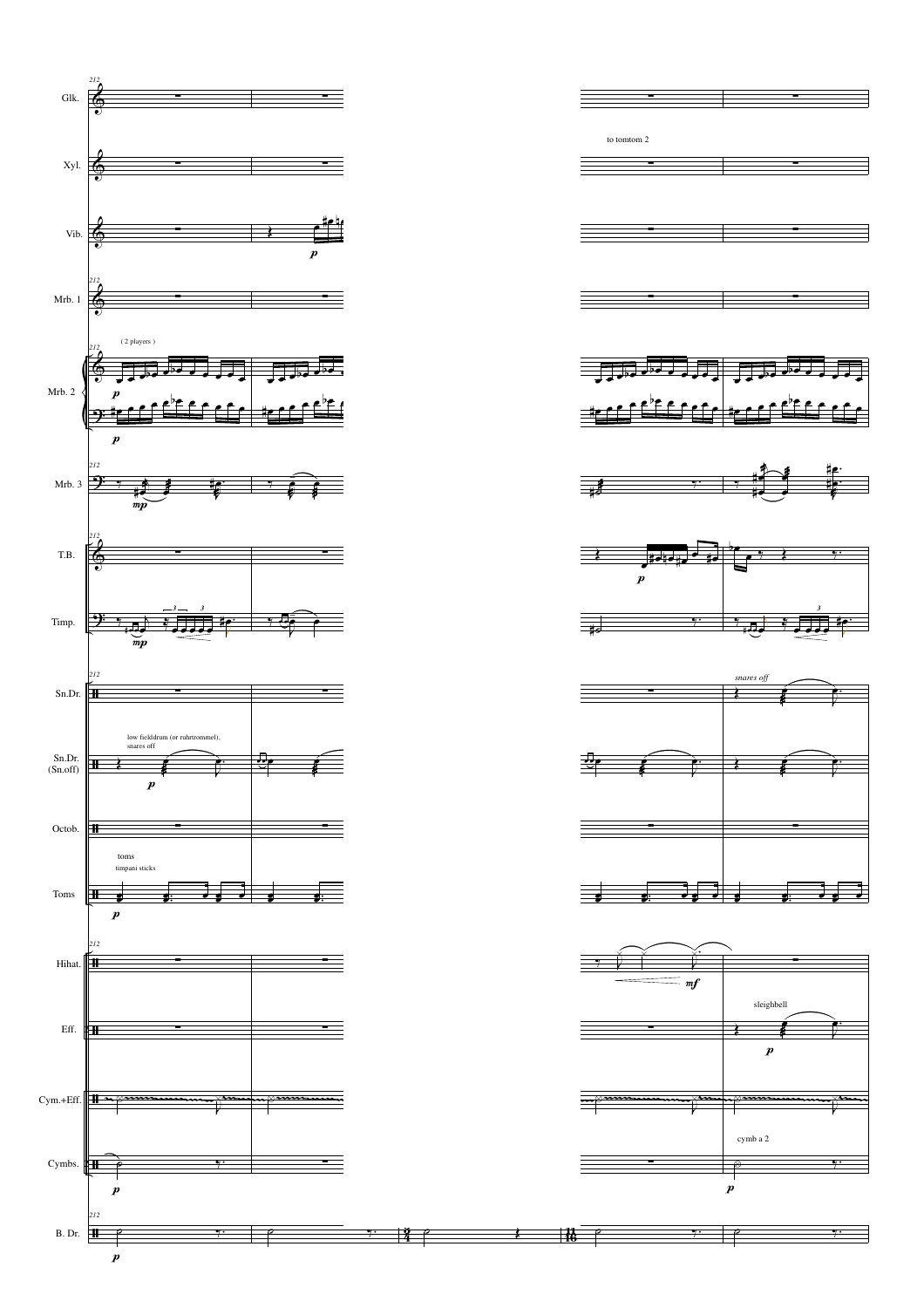212

Glk.

Xyl.

to tomtom 2

Vib.

*p*

Mrb. 1

Mrb. 2

( 2 players )

*p*

Mrb. 3

*mp*

T.B.

*p*

Timp.

*mp*

Sn.Dr.

*snares off*

Sn.Dr. (Sn.off)

low fielddrum (or ruhrtrommel), snares off

*p*

Octob.

Toms

toms

timpani sticks

*p*

Hihat.

*mf*

Eff.

sleighbell

*p*

Cym.+Eff.

Cymbs.

*p*

cymb a 2

*p*

B. Dr.

*p*

2/4

11/16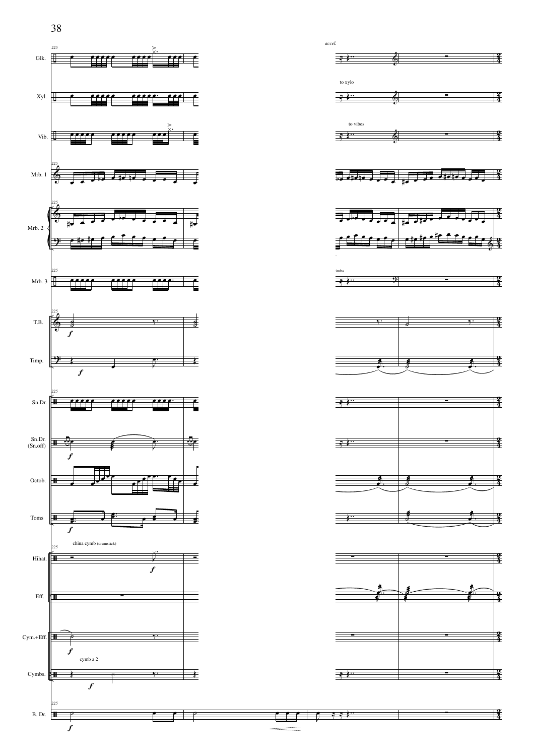accel.

Glk.

Xyl.

to xylo

Vib.

to vibes

Mrb. 1

Mrb. 2

Mrb. 3

imba

T.B.

Timp.

Sn.Dr.

Sn.Dr. (Sn.off)

Octob.

Toms

china cymb (drumstick)

Hihat.

Eff.

Cym.+Eff.

cymb a 2

Cymbs.

B. Dr.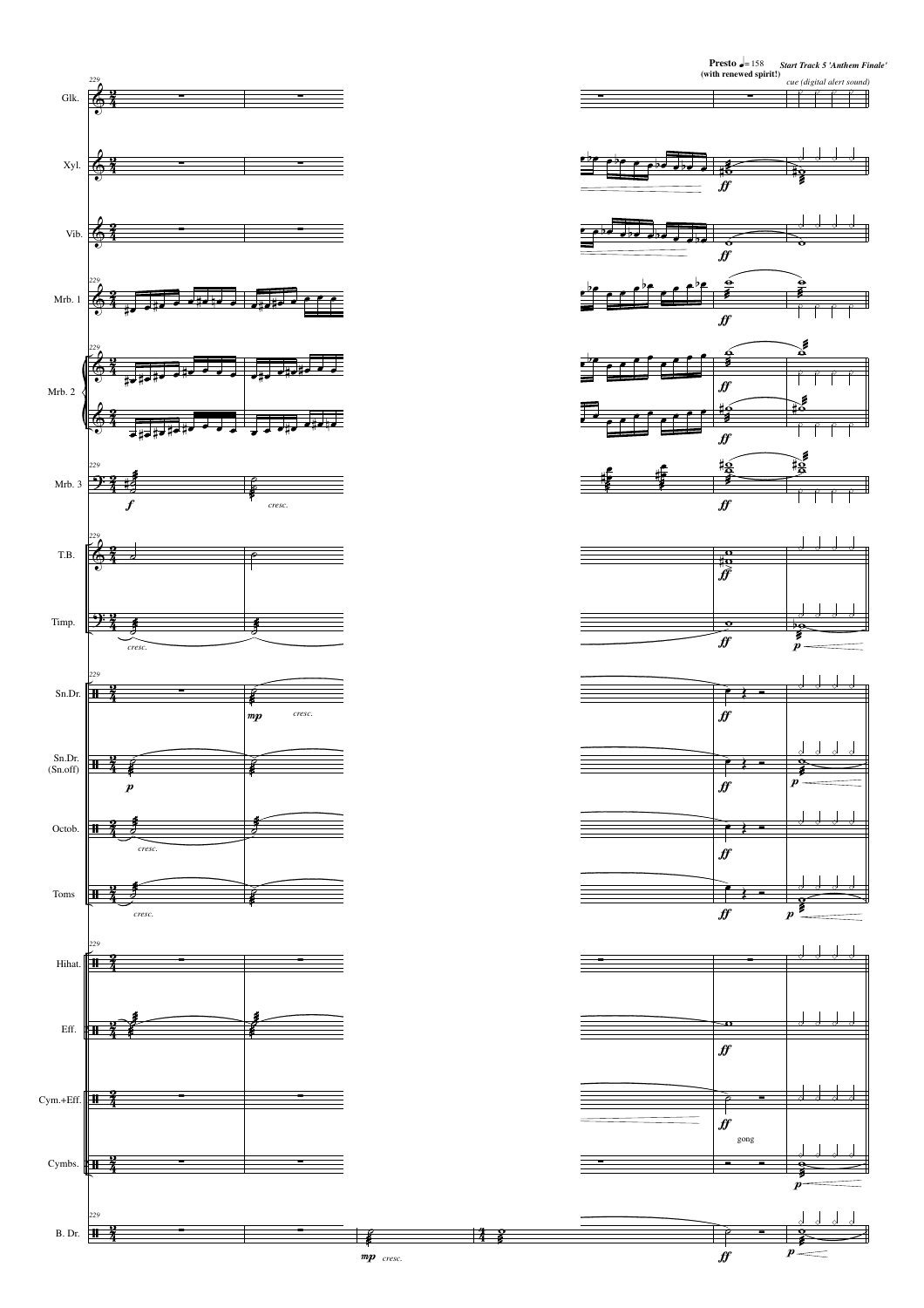**Presto** ♩= 158 **(with renewed spirit!)**

***Start Track 5 'Anthem Finale'***

*cue (digital alert sound)*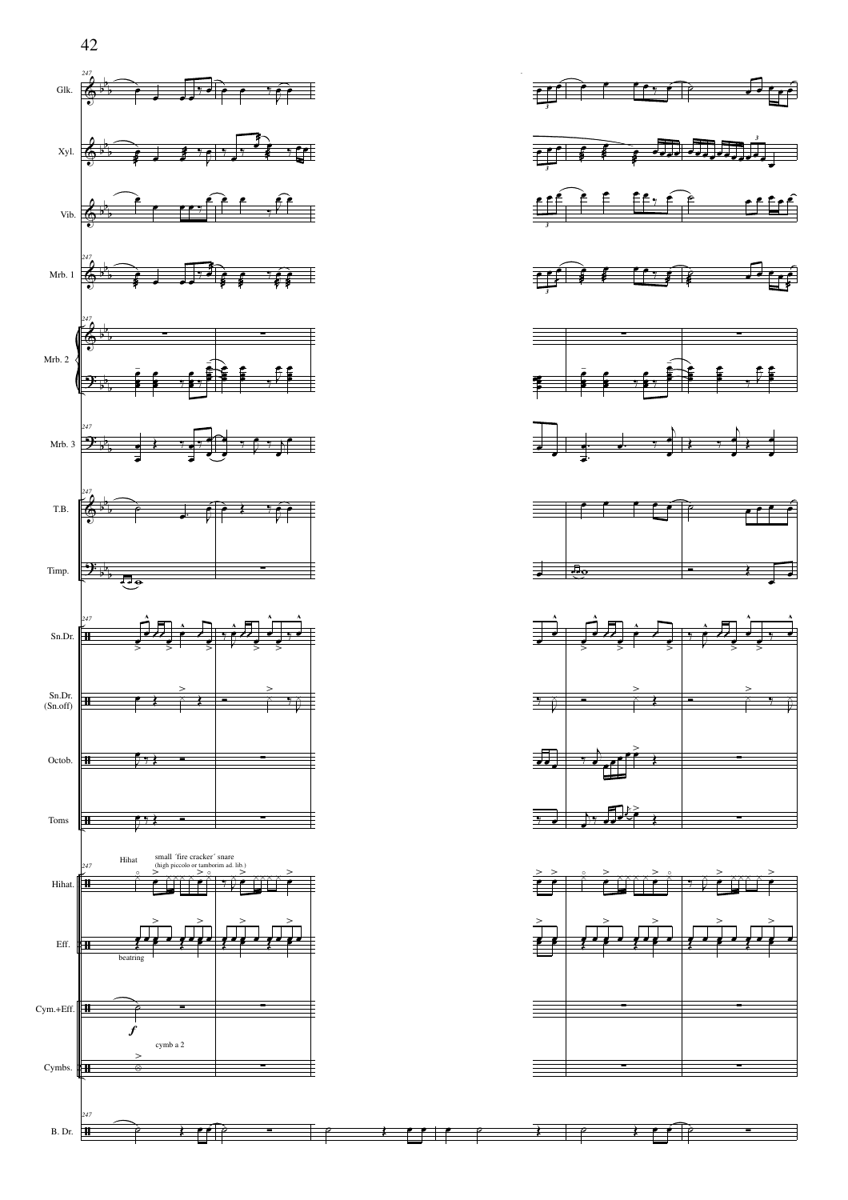Glk.

Xyl.

Vib.

Mrb. 1

Mrb. 2

Mrb. 3

T.B.

Timp.

Sn.Dr.

Sn.Dr. (Sn.off)

Octob.

Toms

Hihat.

Eff.

Cym.+Eff.

Cymbs.

B. Dr.

Hihat

small ´fire cracker´ snare (high piccolo or tamborim ad. lib.)

beatring

*f*

cymb a 2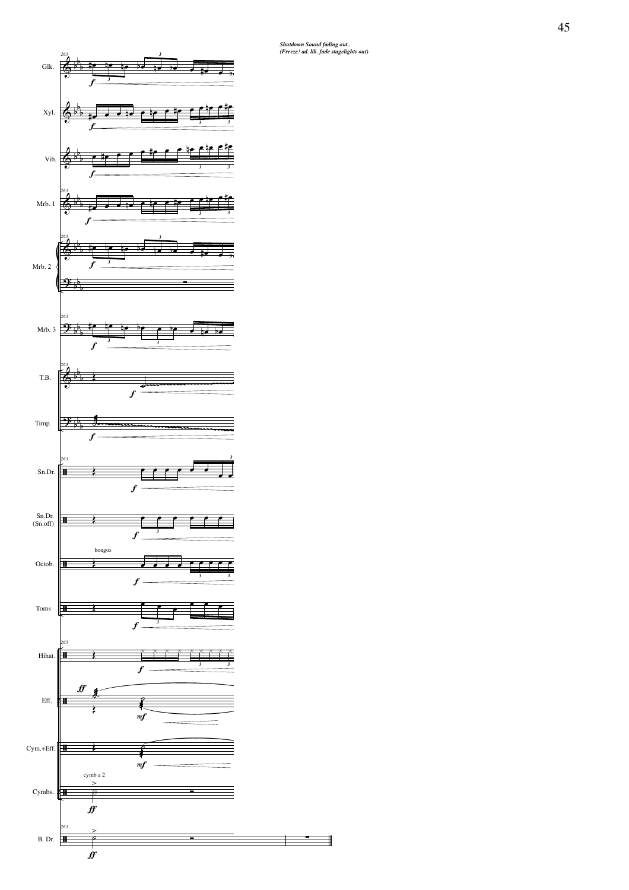***Shutdown Sound fading out..***
***(Freeze! ad. lib. fade stagelights out)***